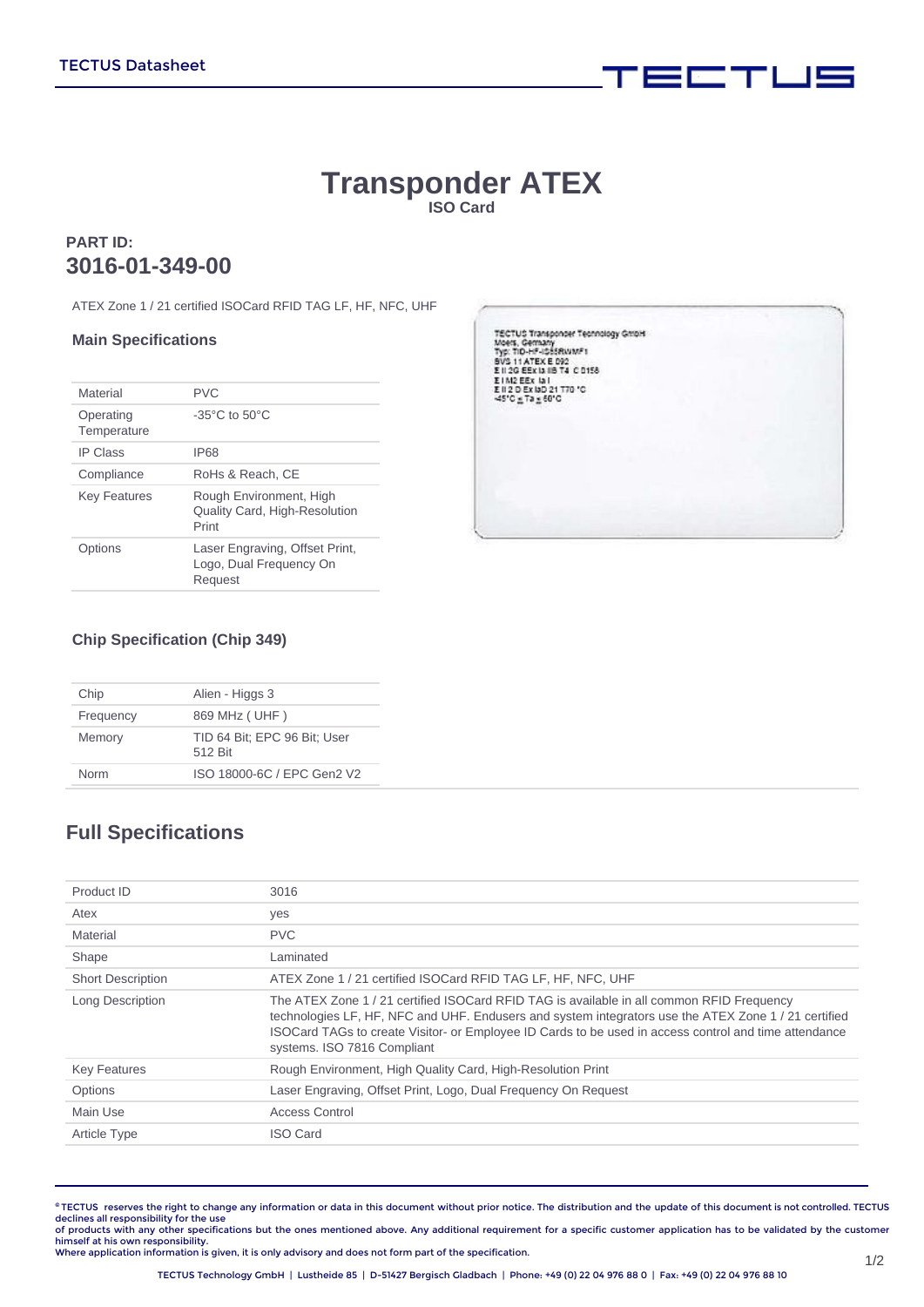# Transponder ATEX

**ISO Card**

**PART ID:**

## 3016-01-349-00

ATEX Zone 1 / 21 certified ISOCard RFID TAG LF, HF, NFC, UHF

### Main Specifications

| | |
|---|---|
| Material | PVC |
| Operating Temperature | -35°C to 50°C |
| IP Class | IP68 |
| Compliance | RoHs & Reach, CE |
| Key Features | Rough Environment, High Quality Card, High-Resolution Print |
| Options | Laser Engraving, Offset Print, Logo, Dual Frequency On Request |

### Chip Specification (Chip 349)

| | |
|---|---|
| Chip | Alien - Higgs 3 |
| Frequency | 869 MHz ( UHF ) |
| Memory | TID 64 Bit; EPC 96 Bit; User 512 Bit |
| Norm | ISO 18000-6C / EPC Gen2 V2 |

## Full Specifications

| | |
|---|---|
| Product ID | 3016 |
| Atex | yes |
| Material | PVC |
| Shape | Laminated |
| Short Description | ATEX Zone 1 / 21 certified ISOCard RFID TAG LF, HF, NFC, UHF |
| Long Description | The ATEX Zone 1 / 21 certified ISOCard RFID TAG is available in all common RFID Frequency technologies LF, HF, NFC and UHF. Endusers and system integrators use the ATEX Zone 1 / 21 certified ISOCard TAGs to create Visitor- or Employee ID Cards to be used in access control and time attendance systems. ISO 7816 Compliant |
| Key Features | Rough Environment, High Quality Card, High-Resolution Print |
| Options | Laser Engraving, Offset Print, Logo, Dual Frequency On Request |
| Main Use | Access Control |
| Article Type | ISO Card |

© TECTUS reserves the right to change any information or data in this document without prior notice. The distribution and the update of this document is not controlled. TECTUS declines all responsibility for the use of products with any other specifications but the ones mentioned above. Any additional requirement for a specific customer application has to be validated by the customer himself at his own responsibility.
Where application information is given, it is only advisory and does not form part of the specification.

TECTUS Technology GmbH | Lustheide 85 | D-51427 Bergisch Gladbach | Phone: +49 (0) 22 04 976 88 0 | Fax: +49 (0) 22 04 976 88 10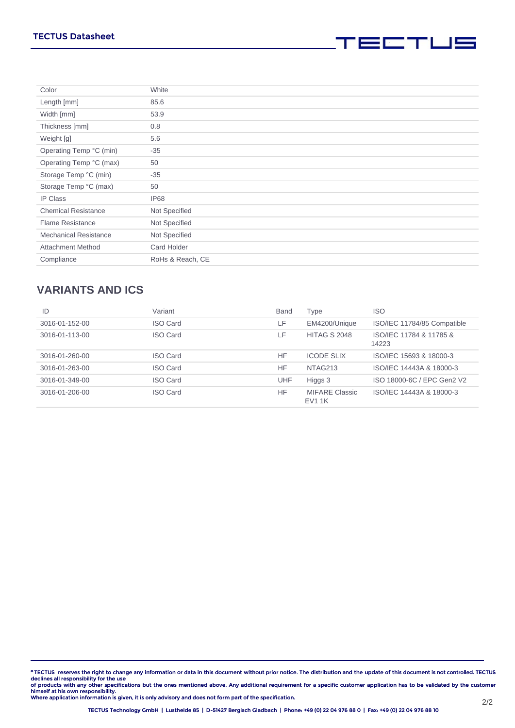| | |
|---|---|
| Color | White |
| Length [mm] | 85.6 |
| Width [mm] | 53.9 |
| Thickness [mm] | 0.8 |
| Weight [g] | 5.6 |
| Operating Temp °C (min) | -35 |
| Operating Temp °C (max) | 50 |
| Storage Temp °C (min) | -35 |
| Storage Temp °C (max) | 50 |
| IP Class | IP68 |
| Chemical Resistance | Not Specified |
| Flame Resistance | Not Specified |
| Mechanical Resistance | Not Specified |
| Attachment Method | Card Holder |
| Compliance | RoHs & Reach, CE |

## VARIANTS AND ICS

| ID | Variant | Band | Type | ISO |
|---|---|---|---|---|
| 3016-01-152-00 | ISO Card | LF | EM4200/Unique | ISO/IEC 11784/85 Compatible |
| 3016-01-113-00 | ISO Card | LF | HITAG S 2048 | ISO/IEC 11784 & 11785 & 14223 |
| 3016-01-260-00 | ISO Card | HF | ICODE SLIX | ISO/IEC 15693 & 18000-3 |
| 3016-01-263-00 | ISO Card | HF | NTAG213 | ISO/IEC 14443A & 18000-3 |
| 3016-01-349-00 | ISO Card | UHF | Higgs 3 | ISO 18000-6C / EPC Gen2 V2 |
| 3016-01-206-00 | ISO Card | HF | MIFARE Classic EV1 1K | ISO/IEC 14443A & 18000-3 |

®TECTUS reserves the right to change any information or data in this document without prior notice. The distribution and the update of this document is not controlled. TECTUS declines all responsibility for the use of products with any other specifications but the ones mentioned above. Any additional requirement for a specific customer application has to be validated by the customer himself at his own responsibility.
Where application information is given, it is only advisory and does not form part of the specification.

TECTUS Technology GmbH | Lustheide 85 | D-51427 Bergisch Gladbach | Phone: +49 (0) 22 04 976 88 0 | Fax: +49 (0) 22 04 976 88 10